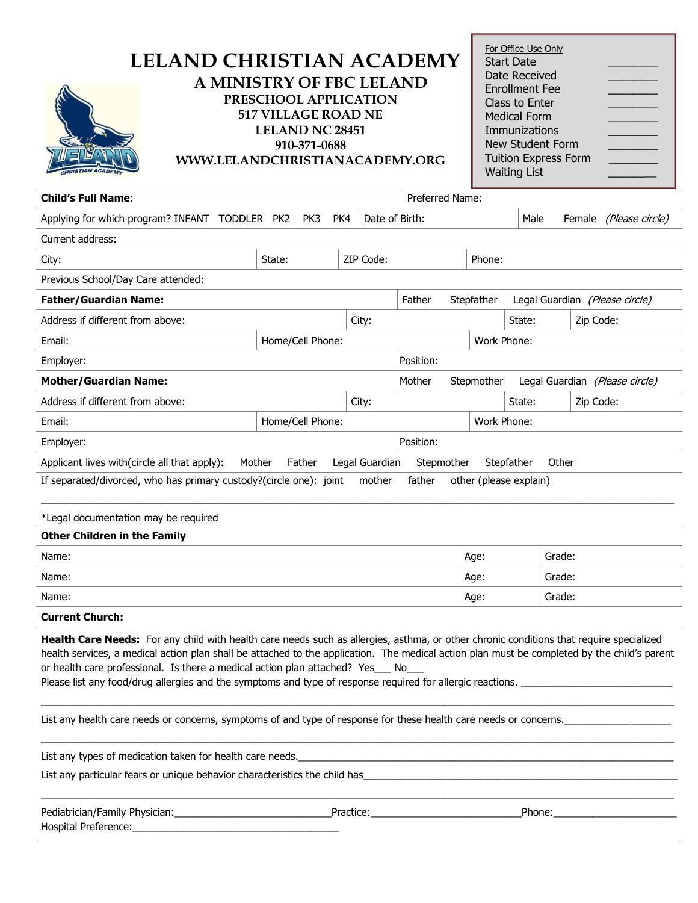# LELAND CHRISTIAN ACADEMY

## A MINISTRY OF FBC LELAND

### PRESCHOOL APPLICATION

**517 VILLAGE ROAD NE**
**LELAND NC 28451**
**910-371-0688**
**WWW.LELANDCHRISTIANACADEMY.ORG**

| For Office Use Only | |
|---|---|
| Start Date | ________ |
| Date Received | ________ |
| Enrollment Fee | ________ |
| Class to Enter | ________ |
| Medical Form | ________ |
| Immunizations | ________ |
| New Student Form | ________ |
| Tuition Express Form | ________ |
| Waiting List | ________ |

**Child's Full Name**: | Preferred Name:

Applying for which program? INFANT TODDLER PK2 PK3 PK4 | Date of Birth: | Male Female *(Please circle)*

Current address:

City: | State: | ZIP Code: | Phone:

Previous School/Day Care attended:

**Father/Guardian Name:** | Father Stepfather Legal Guardian *(Please circle)*

Address if different from above: | City: | State: | Zip Code:

Email: | Home/Cell Phone: | Work Phone:

Employer: | Position:

**Mother/Guardian Name:** | Mother Stepmother Legal Guardian *(Please circle)*

Address if different from above: | City: | State: | Zip Code:

Email: | Home/Cell Phone: | Work Phone:

Employer: | Position:

Applicant lives with(circle all that apply): Mother Father Legal Guardian Stepmother Stepfather Other

If separated/divorced, who has primary custody?(circle one): joint mother father other (please explain)

______________________________________________________________________________________________

*Legal documentation may be required

**Other Children in the Family**

| Name: | Age: | Grade: |
|---|---|---|
| Name: | Age: | Grade: |
| Name: | Age: | Grade: |

**Current Church:**

**Health Care Needs:** For any child with health care needs such as allergies, asthma, or other chronic conditions that require specialized health services, a medical action plan shall be attached to the application. The medical action plan must be completed by the child's parent or health care professional. Is there a medical action plan attached? Yes___ No___

Please list any food/drug allergies and the symptoms and type of response required for allergic reactions. ___________________________

______________________________________________________________________________________________

List any health care needs or concerns, symptoms of and type of response for these health care needs or concerns.___________________

______________________________________________________________________________________________

List any types of medication taken for health care needs._____________________________________________________________

List any particular fears or unique behavior characteristics the child has_______________________________________________

______________________________________________________________________________________________

Pediatrician/Family Physician:___________________________Practice:__________________________Phone:______________________

Hospital Preference:____________________________________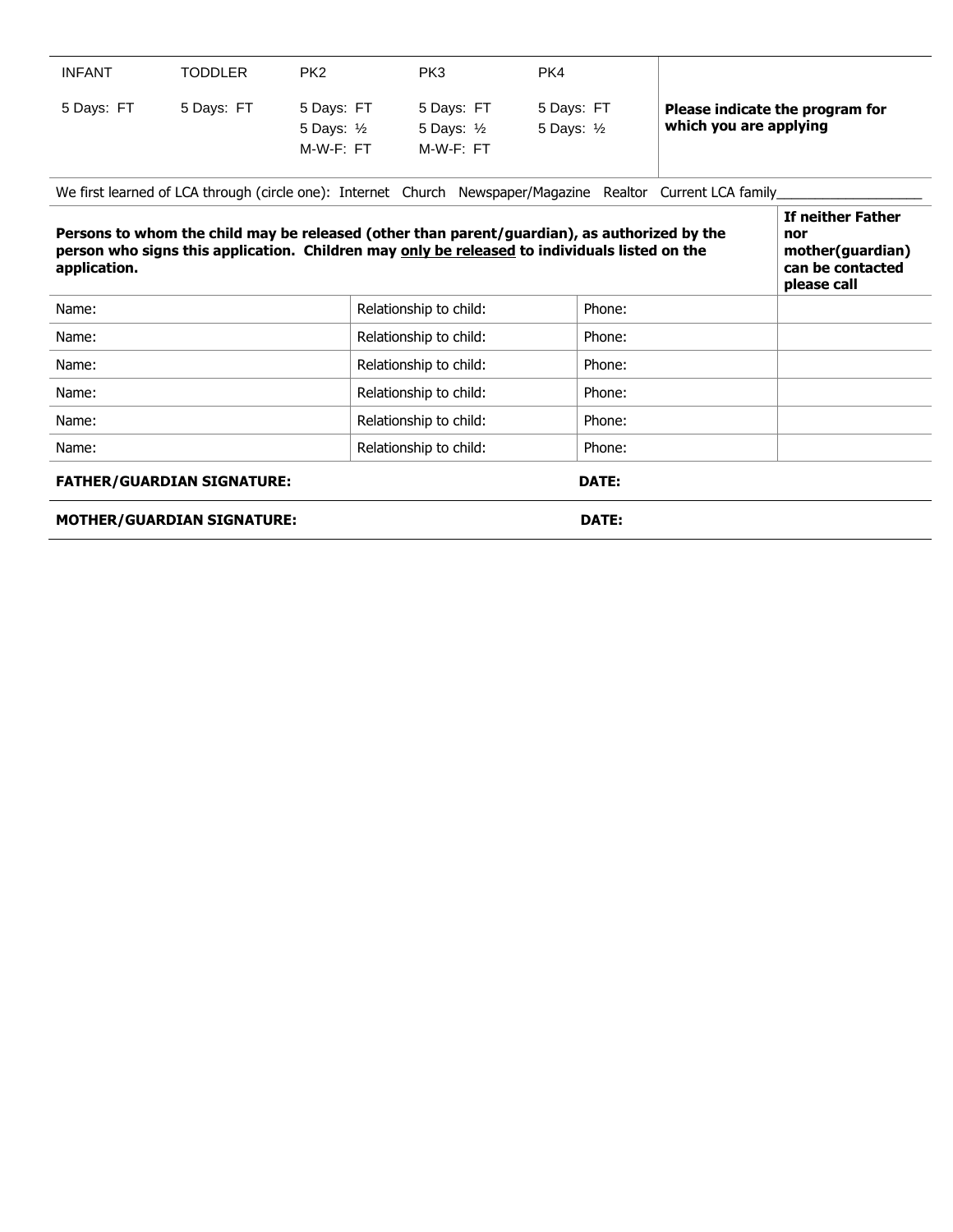| INFANT | TODDLER | PK2 | PK3 | PK4 | |
|---|---|---|---|---|---|
| 5 Days: FT | 5 Days: FT | 5 Days: FT<br>5 Days: ½<br>M-W-F: FT | 5 Days: FT<br>5 Days: ½<br>M-W-F: FT | 5 Days: FT<br>5 Days: ½ | **Please indicate the program for which you are applying** |

We first learned of LCA through (circle one): Internet Church Newspaper/Magazine Realtor Current LCA family__________________

| **Persons to whom the child may be released (other than parent/guardian), as authorized by the person who signs this application. Children may <u>only be released</u> to individuals listed on the application.** | | | **If neither Father nor mother(guardian) can be contacted please call** |
|---|---|---|---|
| Name: | Relationship to child: | Phone: | |
| Name: | Relationship to child: | Phone: | |
| Name: | Relationship to child: | Phone: | |
| Name: | Relationship to child: | Phone: | |
| Name: | Relationship to child: | Phone: | |
| Name: | Relationship to child: | Phone: | |

**FATHER/GUARDIAN SIGNATURE:** **DATE:**

**MOTHER/GUARDIAN SIGNATURE:** **DATE:**